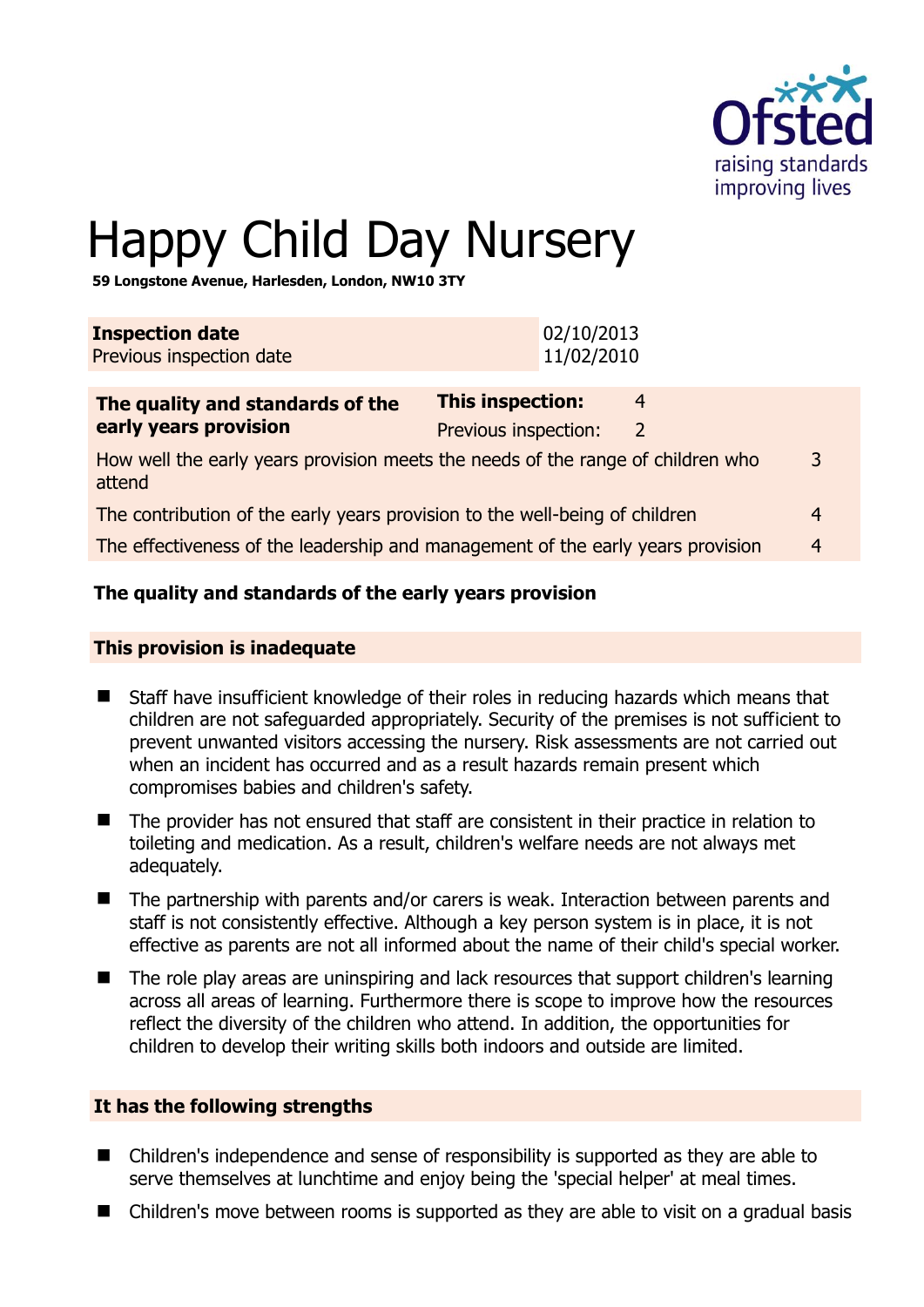# Happy Child Day Nursery

**59 Longstone Avenue, Harlesden, London, NW10 3TY**

| **Inspection date** | 02/10/2013 |
|---|---|
| Previous inspection date | 11/02/2010 |

| **The quality and standards of the early years provision** | **This inspection:** | 4 |
|---|---|---|
| | Previous inspection: | 2 |
| How well the early years provision meets the needs of the range of children who attend | | 3 |
| The contribution of the early years provision to the well-being of children | | 4 |
| The effectiveness of the leadership and management of the early years provision | | 4 |

## The quality and standards of the early years provision

### This provision is inadequate

- Staff have insufficient knowledge of their roles in reducing hazards which means that children are not safeguarded appropriately. Security of the premises is not sufficient to prevent unwanted visitors accessing the nursery. Risk assessments are not carried out when an incident has occurred and as a result hazards remain present which compromises babies and children's safety.
- The provider has not ensured that staff are consistent in their practice in relation to toileting and medication. As a result, children's welfare needs are not always met adequately.
- The partnership with parents and/or carers is weak. Interaction between parents and staff is not consistently effective. Although a key person system is in place, it is not effective as parents are not all informed about the name of their child's special worker.
- The role play areas are uninspiring and lack resources that support children's learning across all areas of learning. Furthermore there is scope to improve how the resources reflect the diversity of the children who attend. In addition, the opportunities for children to develop their writing skills both indoors and outside are limited.

### It has the following strengths

- Children's independence and sense of responsibility is supported as they are able to serve themselves at lunchtime and enjoy being the 'special helper' at meal times.
- Children's move between rooms is supported as they are able to visit on a gradual basis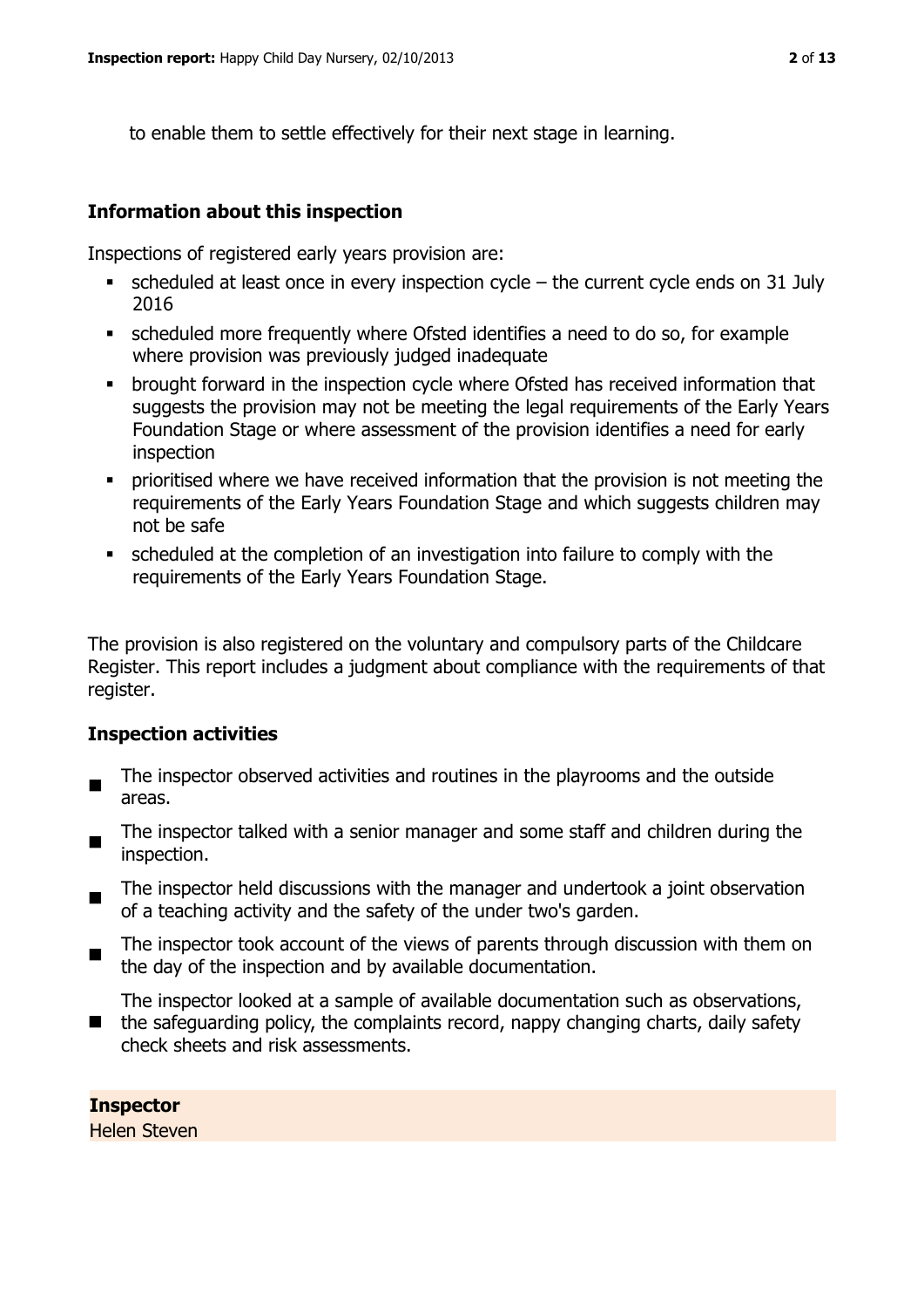to enable them to settle effectively for their next stage in learning.

### Information about this inspection

Inspections of registered early years provision are:

- scheduled at least once in every inspection cycle – the current cycle ends on 31 July 2016
- scheduled more frequently where Ofsted identifies a need to do so, for example where provision was previously judged inadequate
- brought forward in the inspection cycle where Ofsted has received information that suggests the provision may not be meeting the legal requirements of the Early Years Foundation Stage or where assessment of the provision identifies a need for early inspection
- prioritised where we have received information that the provision is not meeting the requirements of the Early Years Foundation Stage and which suggests children may not be safe
- scheduled at the completion of an investigation into failure to comply with the requirements of the Early Years Foundation Stage.

The provision is also registered on the voluntary and compulsory parts of the Childcare Register. This report includes a judgment about compliance with the requirements of that register.

### Inspection activities

- The inspector observed activities and routines in the playrooms and the outside areas.
- The inspector talked with a senior manager and some staff and children during the inspection.
- The inspector held discussions with the manager and undertook a joint observation of a teaching activity and the safety of the under two's garden.
- The inspector took account of the views of parents through discussion with them on the day of the inspection and by available documentation.
- The inspector looked at a sample of available documentation such as observations, the safeguarding policy, the complaints record, nappy changing charts, daily safety check sheets and risk assessments.

**Inspector**
Helen Steven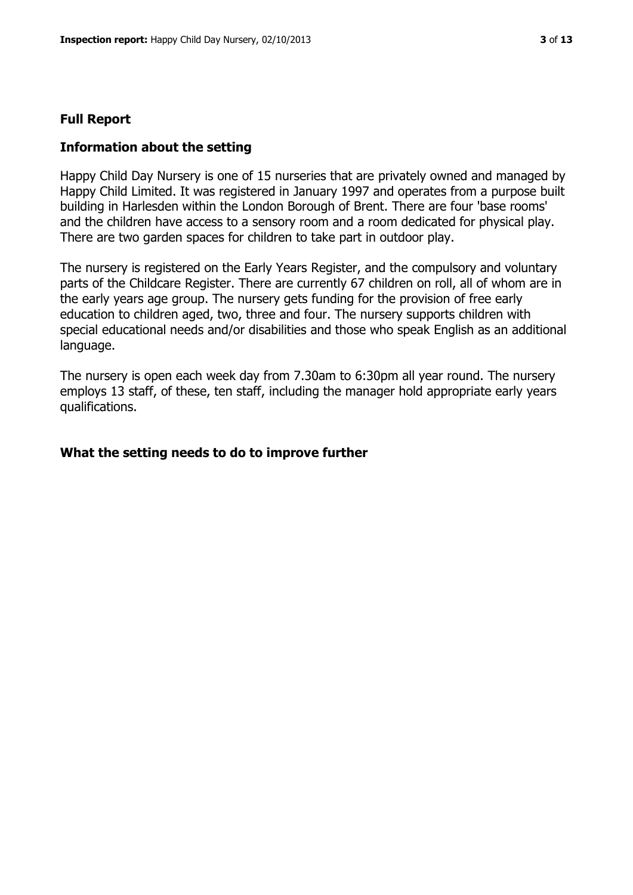## Full Report

### Information about the setting

Happy Child Day Nursery is one of 15 nurseries that are privately owned and managed by Happy Child Limited. It was registered in January 1997 and operates from a purpose built building in Harlesden within the London Borough of Brent. There are four 'base rooms' and the children have access to a sensory room and a room dedicated for physical play. There are two garden spaces for children to take part in outdoor play.

The nursery is registered on the Early Years Register, and the compulsory and voluntary parts of the Childcare Register. There are currently 67 children on roll, all of whom are in the early years age group. The nursery gets funding for the provision of free early education to children aged, two, three and four. The nursery supports children with special educational needs and/or disabilities and those who speak English as an additional language.

The nursery is open each week day from 7.30am to 6:30pm all year round. The nursery employs 13 staff, of these, ten staff, including the manager hold appropriate early years qualifications.

### What the setting needs to do to improve further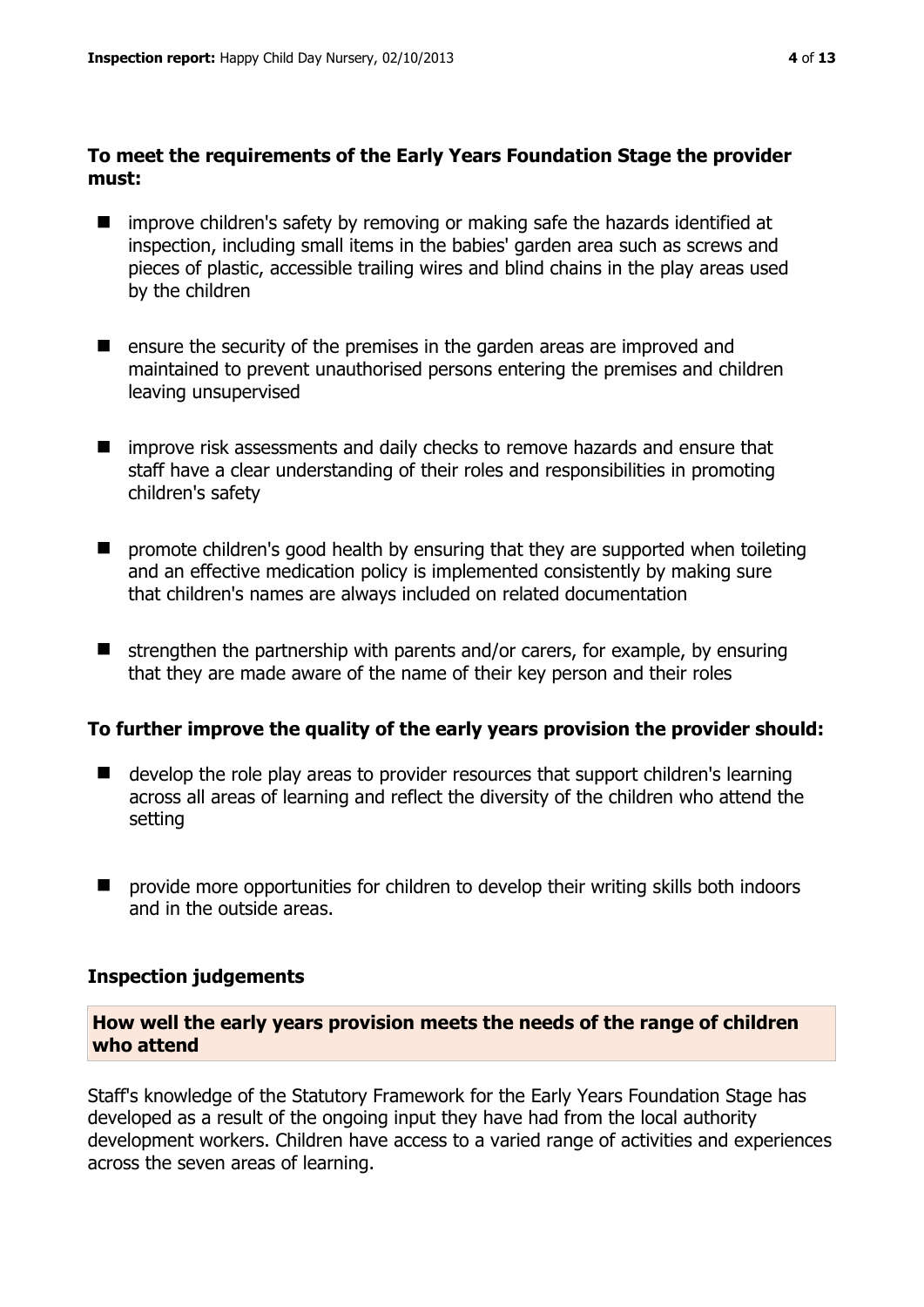**To meet the requirements of the Early Years Foundation Stage the provider must:**

- improve children's safety by removing or making safe the hazards identified at inspection, including small items in the babies' garden area such as screws and pieces of plastic, accessible trailing wires and blind chains in the play areas used by the children
- ensure the security of the premises in the garden areas are improved and maintained to prevent unauthorised persons entering the premises and children leaving unsupervised
- improve risk assessments and daily checks to remove hazards and ensure that staff have a clear understanding of their roles and responsibilities in promoting children's safety
- promote children's good health by ensuring that they are supported when toileting and an effective medication policy is implemented consistently by making sure that children's names are always included on related documentation
- strengthen the partnership with parents and/or carers, for example, by ensuring that they are made aware of the name of their key person and their roles

**To further improve the quality of the early years provision the provider should:**

- develop the role play areas to provider resources that support children's learning across all areas of learning and reflect the diversity of the children who attend the setting
- provide more opportunities for children to develop their writing skills both indoors and in the outside areas.

## Inspection judgements

### How well the early years provision meets the needs of the range of children who attend

Staff's knowledge of the Statutory Framework for the Early Years Foundation Stage has developed as a result of the ongoing input they have had from the local authority development workers. Children have access to a varied range of activities and experiences across the seven areas of learning.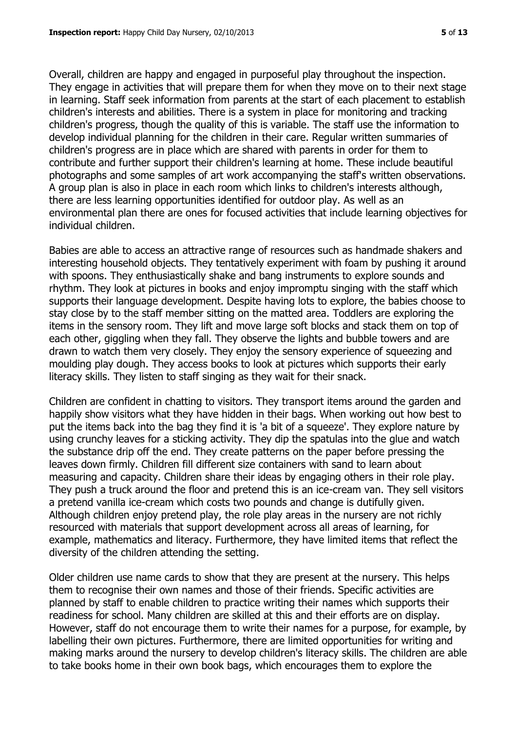Overall, children are happy and engaged in purposeful play throughout the inspection. They engage in activities that will prepare them for when they move on to their next stage in learning. Staff seek information from parents at the start of each placement to establish children's interests and abilities. There is a system in place for monitoring and tracking children's progress, though the quality of this is variable. The staff use the information to develop individual planning for the children in their care. Regular written summaries of children's progress are in place which are shared with parents in order for them to contribute and further support their children's learning at home. These include beautiful photographs and some samples of art work accompanying the staff's written observations. A group plan is also in place in each room which links to children's interests although, there are less learning opportunities identified for outdoor play. As well as an environmental plan there are ones for focused activities that include learning objectives for individual children.

Babies are able to access an attractive range of resources such as handmade shakers and interesting household objects. They tentatively experiment with foam by pushing it around with spoons. They enthusiastically shake and bang instruments to explore sounds and rhythm. They look at pictures in books and enjoy impromptu singing with the staff which supports their language development. Despite having lots to explore, the babies choose to stay close by to the staff member sitting on the matted area. Toddlers are exploring the items in the sensory room. They lift and move large soft blocks and stack them on top of each other, giggling when they fall. They observe the lights and bubble towers and are drawn to watch them very closely. They enjoy the sensory experience of squeezing and moulding play dough. They access books to look at pictures which supports their early literacy skills. They listen to staff singing as they wait for their snack.

Children are confident in chatting to visitors. They transport items around the garden and happily show visitors what they have hidden in their bags. When working out how best to put the items back into the bag they find it is 'a bit of a squeeze'. They explore nature by using crunchy leaves for a sticking activity. They dip the spatulas into the glue and watch the substance drip off the end. They create patterns on the paper before pressing the leaves down firmly. Children fill different size containers with sand to learn about measuring and capacity. Children share their ideas by engaging others in their role play. They push a truck around the floor and pretend this is an ice-cream van. They sell visitors a pretend vanilla ice-cream which costs two pounds and change is dutifully given. Although children enjoy pretend play, the role play areas in the nursery are not richly resourced with materials that support development across all areas of learning, for example, mathematics and literacy. Furthermore, they have limited items that reflect the diversity of the children attending the setting.

Older children use name cards to show that they are present at the nursery. This helps them to recognise their own names and those of their friends. Specific activities are planned by staff to enable children to practice writing their names which supports their readiness for school. Many children are skilled at this and their efforts are on display. However, staff do not encourage them to write their names for a purpose, for example, by labelling their own pictures. Furthermore, there are limited opportunities for writing and making marks around the nursery to develop children's literacy skills. The children are able to take books home in their own book bags, which encourages them to explore the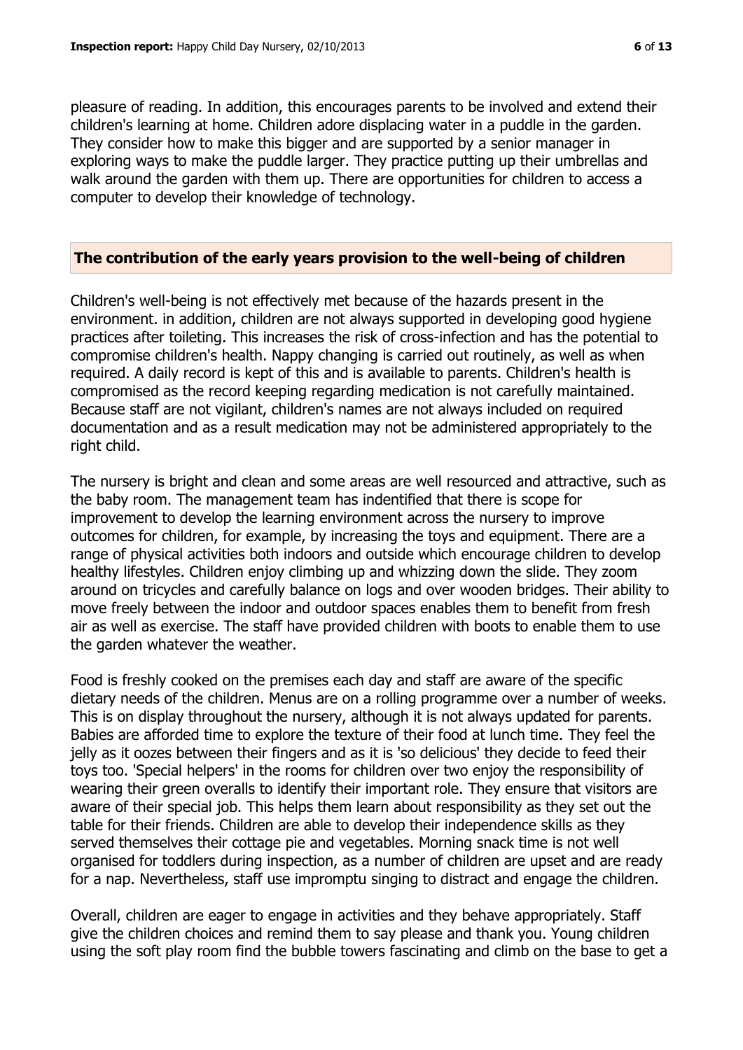pleasure of reading. In addition, this encourages parents to be involved and extend their children's learning at home. Children adore displacing water in a puddle in the garden. They consider how to make this bigger and are supported by a senior manager in exploring ways to make the puddle larger. They practice putting up their umbrellas and walk around the garden with them up. There are opportunities for children to access a computer to develop their knowledge of technology.

## The contribution of the early years provision to the well-being of children

Children's well-being is not effectively met because of the hazards present in the environment. in addition, children are not always supported in developing good hygiene practices after toileting. This increases the risk of cross-infection and has the potential to compromise children's health. Nappy changing is carried out routinely, as well as when required. A daily record is kept of this and is available to parents. Children's health is compromised as the record keeping regarding medication is not carefully maintained. Because staff are not vigilant, children's names are not always included on required documentation and as a result medication may not be administered appropriately to the right child.

The nursery is bright and clean and some areas are well resourced and attractive, such as the baby room. The management team has indentified that there is scope for improvement to develop the learning environment across the nursery to improve outcomes for children, for example, by increasing the toys and equipment. There are a range of physical activities both indoors and outside which encourage children to develop healthy lifestyles. Children enjoy climbing up and whizzing down the slide. They zoom around on tricycles and carefully balance on logs and over wooden bridges. Their ability to move freely between the indoor and outdoor spaces enables them to benefit from fresh air as well as exercise. The staff have provided children with boots to enable them to use the garden whatever the weather.

Food is freshly cooked on the premises each day and staff are aware of the specific dietary needs of the children. Menus are on a rolling programme over a number of weeks. This is on display throughout the nursery, although it is not always updated for parents. Babies are afforded time to explore the texture of their food at lunch time. They feel the jelly as it oozes between their fingers and as it is 'so delicious' they decide to feed their toys too. 'Special helpers' in the rooms for children over two enjoy the responsibility of wearing their green overalls to identify their important role. They ensure that visitors are aware of their special job. This helps them learn about responsibility as they set out the table for their friends. Children are able to develop their independence skills as they served themselves their cottage pie and vegetables. Morning snack time is not well organised for toddlers during inspection, as a number of children are upset and are ready for a nap. Nevertheless, staff use impromptu singing to distract and engage the children.

Overall, children are eager to engage in activities and they behave appropriately. Staff give the children choices and remind them to say please and thank you. Young children using the soft play room find the bubble towers fascinating and climb on the base to get a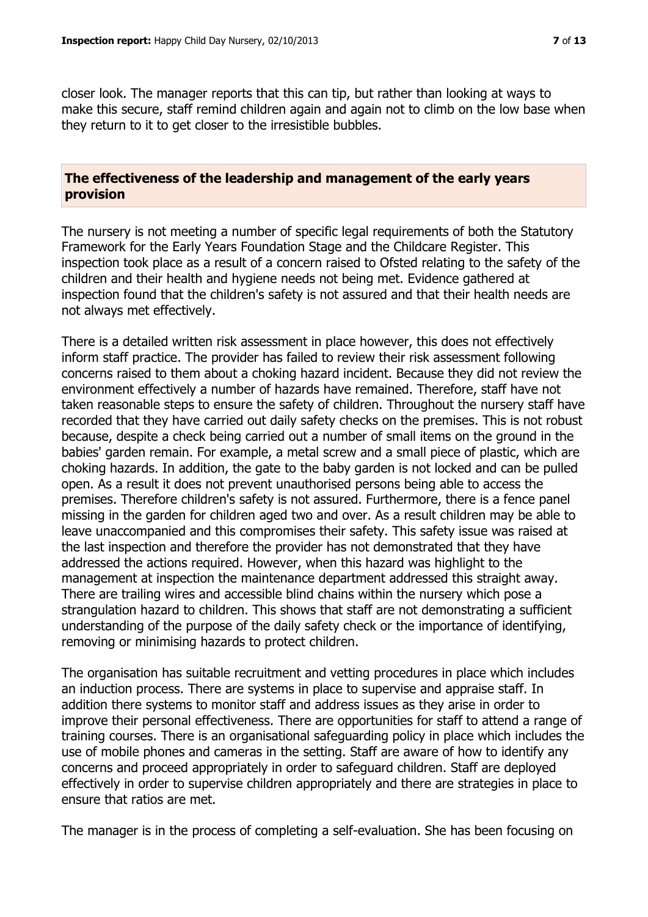closer look. The manager reports that this can tip, but rather than looking at ways to make this secure, staff remind children again and again not to climb on the low base when they return to it to get closer to the irresistible bubbles.

## The effectiveness of the leadership and management of the early years provision

The nursery is not meeting a number of specific legal requirements of both the Statutory Framework for the Early Years Foundation Stage and the Childcare Register. This inspection took place as a result of a concern raised to Ofsted relating to the safety of the children and their health and hygiene needs not being met. Evidence gathered at inspection found that the children's safety is not assured and that their health needs are not always met effectively.

There is a detailed written risk assessment in place however, this does not effectively inform staff practice. The provider has failed to review their risk assessment following concerns raised to them about a choking hazard incident. Because they did not review the environment effectively a number of hazards have remained. Therefore, staff have not taken reasonable steps to ensure the safety of children. Throughout the nursery staff have recorded that they have carried out daily safety checks on the premises. This is not robust because, despite a check being carried out a number of small items on the ground in the babies' garden remain. For example, a metal screw and a small piece of plastic, which are choking hazards. In addition, the gate to the baby garden is not locked and can be pulled open. As a result it does not prevent unauthorised persons being able to access the premises. Therefore children's safety is not assured. Furthermore, there is a fence panel missing in the garden for children aged two and over. As a result children may be able to leave unaccompanied and this compromises their safety. This safety issue was raised at the last inspection and therefore the provider has not demonstrated that they have addressed the actions required. However, when this hazard was highlight to the management at inspection the maintenance department addressed this straight away. There are trailing wires and accessible blind chains within the nursery which pose a strangulation hazard to children. This shows that staff are not demonstrating a sufficient understanding of the purpose of the daily safety check or the importance of identifying, removing or minimising hazards to protect children.

The organisation has suitable recruitment and vetting procedures in place which includes an induction process. There are systems in place to supervise and appraise staff. In addition there systems to monitor staff and address issues as they arise in order to improve their personal effectiveness. There are opportunities for staff to attend a range of training courses. There is an organisational safeguarding policy in place which includes the use of mobile phones and cameras in the setting. Staff are aware of how to identify any concerns and proceed appropriately in order to safeguard children. Staff are deployed effectively in order to supervise children appropriately and there are strategies in place to ensure that ratios are met.

The manager is in the process of completing a self-evaluation. She has been focusing on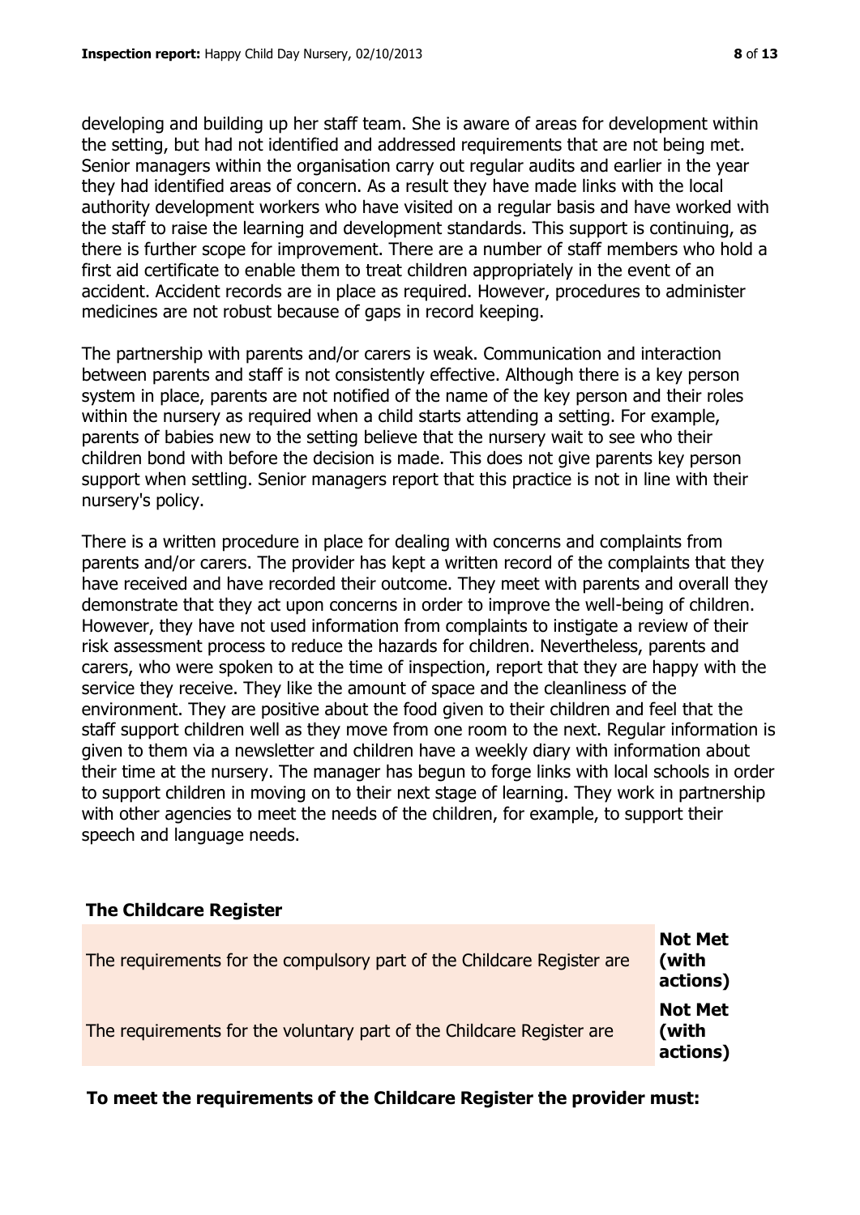developing and building up her staff team. She is aware of areas for development within the setting, but had not identified and addressed requirements that are not being met. Senior managers within the organisation carry out regular audits and earlier in the year they had identified areas of concern. As a result they have made links with the local authority development workers who have visited on a regular basis and have worked with the staff to raise the learning and development standards. This support is continuing, as there is further scope for improvement. There are a number of staff members who hold a first aid certificate to enable them to treat children appropriately in the event of an accident. Accident records are in place as required. However, procedures to administer medicines are not robust because of gaps in record keeping.

The partnership with parents and/or carers is weak. Communication and interaction between parents and staff is not consistently effective. Although there is a key person system in place, parents are not notified of the name of the key person and their roles within the nursery as required when a child starts attending a setting. For example, parents of babies new to the setting believe that the nursery wait to see who their children bond with before the decision is made. This does not give parents key person support when settling. Senior managers report that this practice is not in line with their nursery's policy.

There is a written procedure in place for dealing with concerns and complaints from parents and/or carers. The provider has kept a written record of the complaints that they have received and have recorded their outcome. They meet with parents and overall they demonstrate that they act upon concerns in order to improve the well-being of children. However, they have not used information from complaints to instigate a review of their risk assessment process to reduce the hazards for children. Nevertheless, parents and carers, who were spoken to at the time of inspection, report that they are happy with the service they receive. They like the amount of space and the cleanliness of the environment. They are positive about the food given to their children and feel that the staff support children well as they move from one room to the next. Regular information is given to them via a newsletter and children have a weekly diary with information about their time at the nursery. The manager has begun to forge links with local schools in order to support children in moving on to their next stage of learning. They work in partnership with other agencies to meet the needs of the children, for example, to support their speech and language needs.

## The Childcare Register

| | |
|---|---|
| The requirements for the compulsory part of the Childcare Register are | **Not Met (with actions)** |
| The requirements for the voluntary part of the Childcare Register are | **Not Met (with actions)** |

**To meet the requirements of the Childcare Register the provider must:**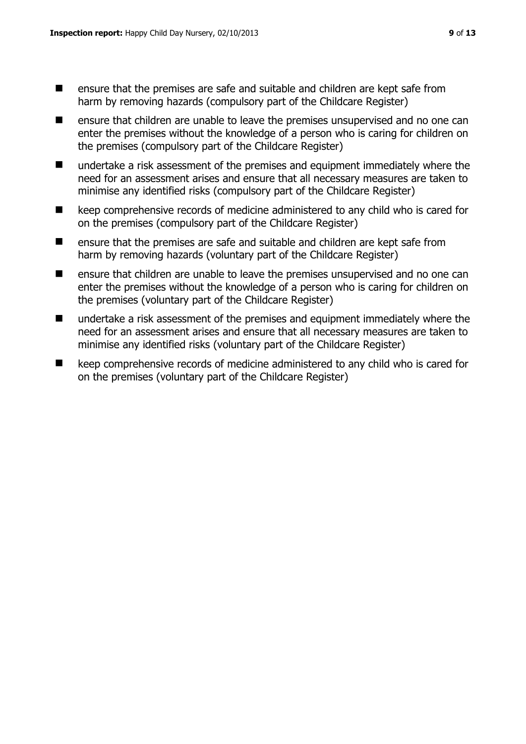- ensure that the premises are safe and suitable and children are kept safe from harm by removing hazards (compulsory part of the Childcare Register)
- ensure that children are unable to leave the premises unsupervised and no one can enter the premises without the knowledge of a person who is caring for children on the premises (compulsory part of the Childcare Register)
- undertake a risk assessment of the premises and equipment immediately where the need for an assessment arises and ensure that all necessary measures are taken to minimise any identified risks (compulsory part of the Childcare Register)
- keep comprehensive records of medicine administered to any child who is cared for on the premises (compulsory part of the Childcare Register)
- ensure that the premises are safe and suitable and children are kept safe from harm by removing hazards (voluntary part of the Childcare Register)
- ensure that children are unable to leave the premises unsupervised and no one can enter the premises without the knowledge of a person who is caring for children on the premises (voluntary part of the Childcare Register)
- undertake a risk assessment of the premises and equipment immediately where the need for an assessment arises and ensure that all necessary measures are taken to minimise any identified risks (voluntary part of the Childcare Register)
- keep comprehensive records of medicine administered to any child who is cared for on the premises (voluntary part of the Childcare Register)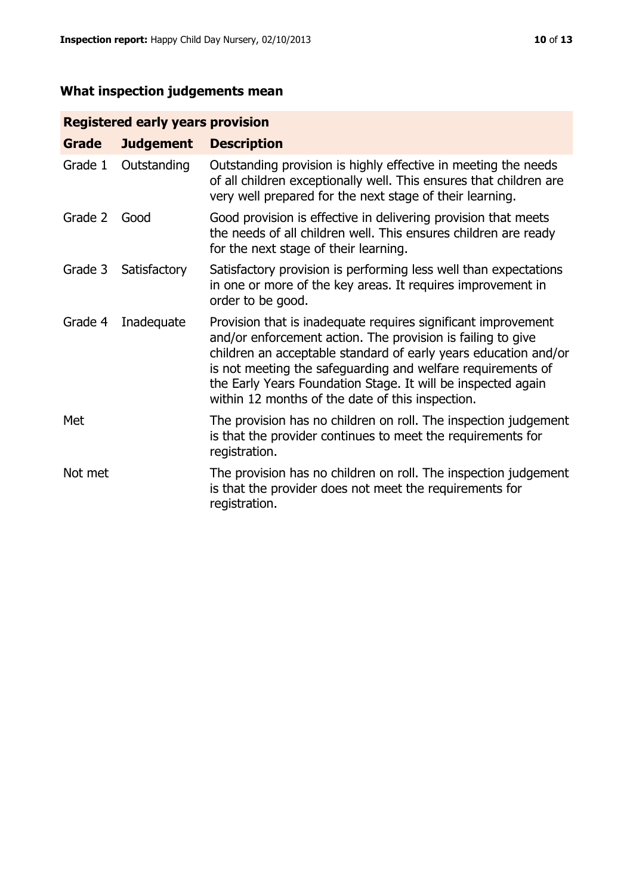## What inspection judgements mean

| Registered early years provision | | |
|---|---|---|
| **Grade** | **Judgement** | **Description** |
| Grade 1 | Outstanding | Outstanding provision is highly effective in meeting the needs of all children exceptionally well. This ensures that children are very well prepared for the next stage of their learning. |
| Grade 2 | Good | Good provision is effective in delivering provision that meets the needs of all children well. This ensures children are ready for the next stage of their learning. |
| Grade 3 | Satisfactory | Satisfactory provision is performing less well than expectations in one or more of the key areas. It requires improvement in order to be good. |
| Grade 4 | Inadequate | Provision that is inadequate requires significant improvement and/or enforcement action. The provision is failing to give children an acceptable standard of early years education and/or is not meeting the safeguarding and welfare requirements of the Early Years Foundation Stage. It will be inspected again within 12 months of the date of this inspection. |
| Met | | The provision has no children on roll. The inspection judgement is that the provider continues to meet the requirements for registration. |
| Not met | | The provision has no children on roll. The inspection judgement is that the provider does not meet the requirements for registration. |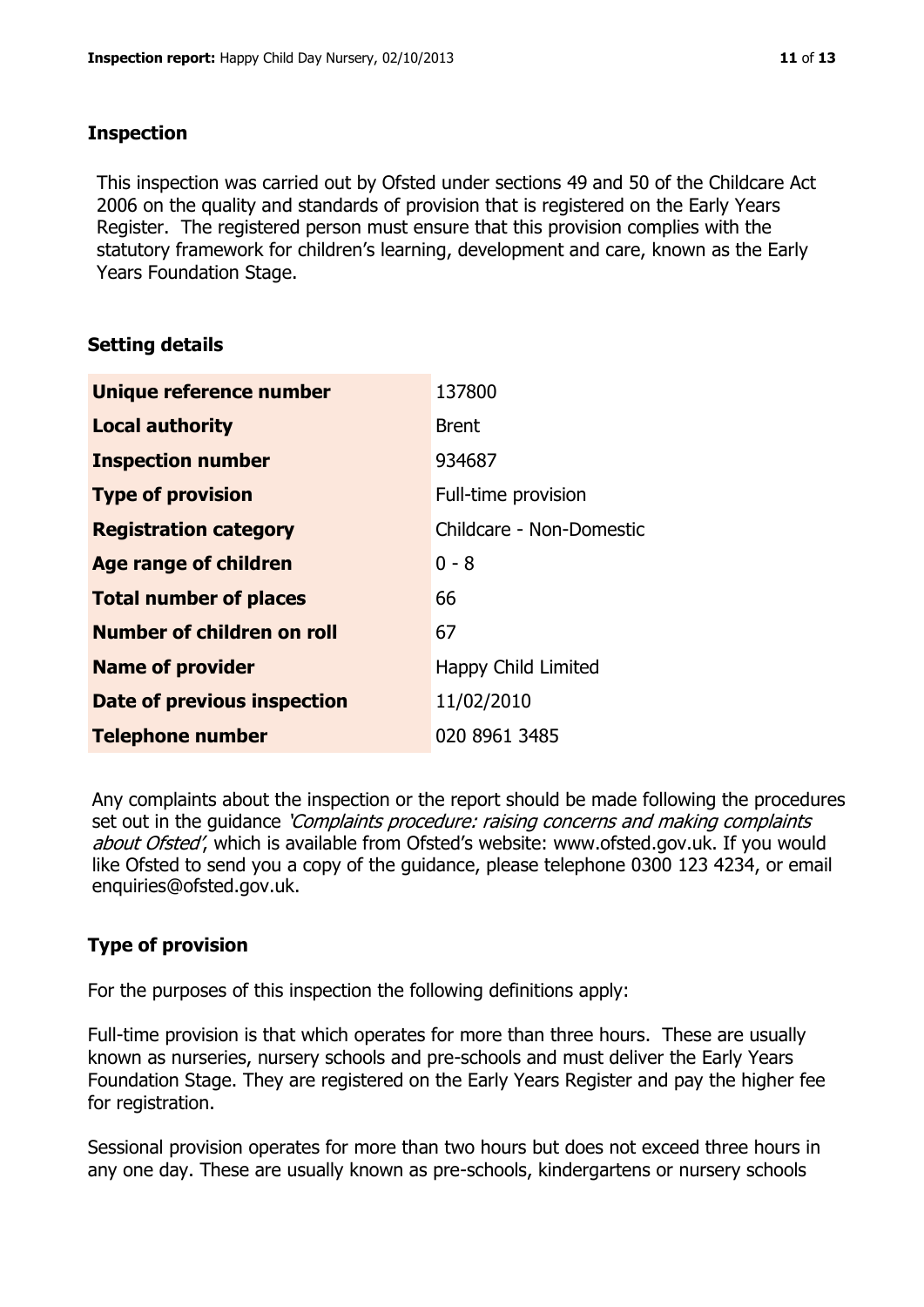## Inspection

This inspection was carried out by Ofsted under sections 49 and 50 of the Childcare Act 2006 on the quality and standards of provision that is registered on the Early Years Register. The registered person must ensure that this provision complies with the statutory framework for children's learning, development and care, known as the Early Years Foundation Stage.

## Setting details

| | |
|---|---|
| **Unique reference number** | 137800 |
| **Local authority** | Brent |
| **Inspection number** | 934687 |
| **Type of provision** | Full-time provision |
| **Registration category** | Childcare - Non-Domestic |
| **Age range of children** | 0 - 8 |
| **Total number of places** | 66 |
| **Number of children on roll** | 67 |
| **Name of provider** | Happy Child Limited |
| **Date of previous inspection** | 11/02/2010 |
| **Telephone number** | 020 8961 3485 |

Any complaints about the inspection or the report should be made following the procedures set out in the guidance *'Complaints procedure: raising concerns and making complaints about Ofsted'*, which is available from Ofsted's website: www.ofsted.gov.uk. If you would like Ofsted to send you a copy of the guidance, please telephone 0300 123 4234, or email enquiries@ofsted.gov.uk.

## Type of provision

For the purposes of this inspection the following definitions apply:

Full-time provision is that which operates for more than three hours. These are usually known as nurseries, nursery schools and pre-schools and must deliver the Early Years Foundation Stage. They are registered on the Early Years Register and pay the higher fee for registration.

Sessional provision operates for more than two hours but does not exceed three hours in any one day. These are usually known as pre-schools, kindergartens or nursery schools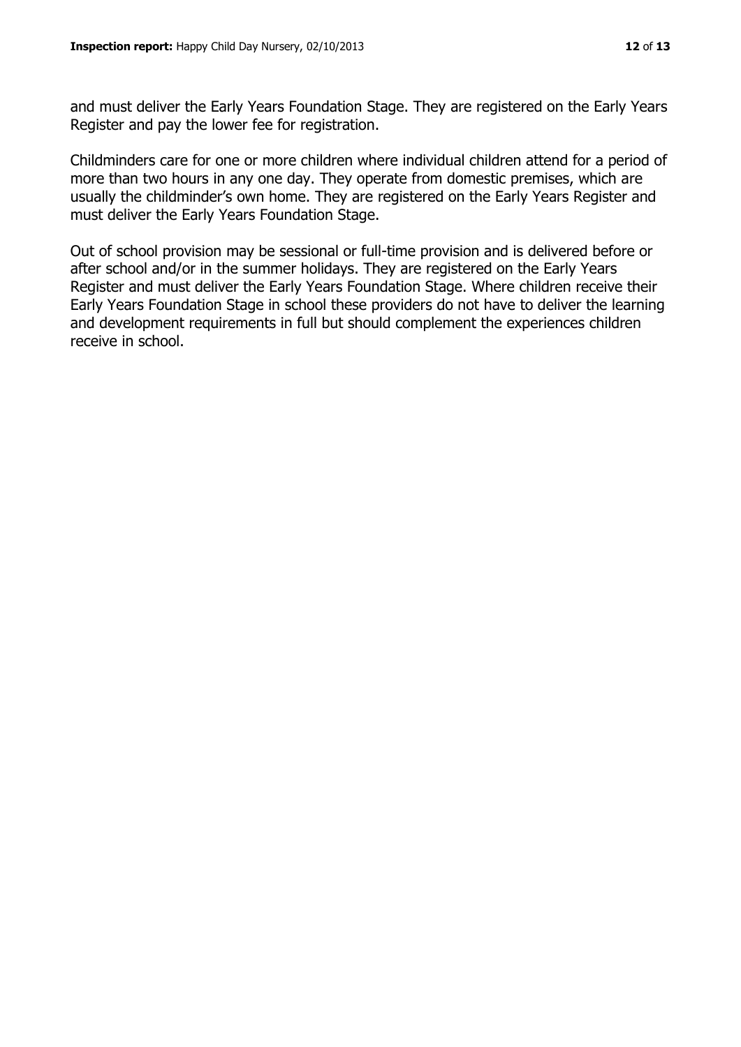and must deliver the Early Years Foundation Stage. They are registered on the Early Years Register and pay the lower fee for registration.

Childminders care for one or more children where individual children attend for a period of more than two hours in any one day. They operate from domestic premises, which are usually the childminder's own home. They are registered on the Early Years Register and must deliver the Early Years Foundation Stage.

Out of school provision may be sessional or full-time provision and is delivered before or after school and/or in the summer holidays. They are registered on the Early Years Register and must deliver the Early Years Foundation Stage. Where children receive their Early Years Foundation Stage in school these providers do not have to deliver the learning and development requirements in full but should complement the experiences children receive in school.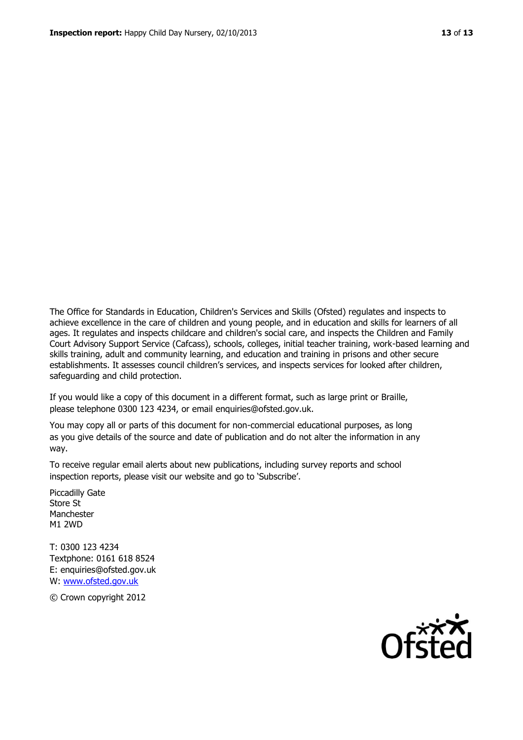The Office for Standards in Education, Children's Services and Skills (Ofsted) regulates and inspects to achieve excellence in the care of children and young people, and in education and skills for learners of all ages. It regulates and inspects childcare and children's social care, and inspects the Children and Family Court Advisory Support Service (Cafcass), schools, colleges, initial teacher training, work-based learning and skills training, adult and community learning, and education and training in prisons and other secure establishments. It assesses council children's services, and inspects services for looked after children, safeguarding and child protection.

If you would like a copy of this document in a different format, such as large print or Braille, please telephone 0300 123 4234, or email enquiries@ofsted.gov.uk.

You may copy all or parts of this document for non-commercial educational purposes, as long as you give details of the source and date of publication and do not alter the information in any way.

To receive regular email alerts about new publications, including survey reports and school inspection reports, please visit our website and go to 'Subscribe'.

Piccadilly Gate
Store St
Manchester
M1 2WD

T: 0300 123 4234
Textphone: 0161 618 8524
E: enquiries@ofsted.gov.uk
W: www.ofsted.gov.uk

© Crown copyright 2012

Ofsted